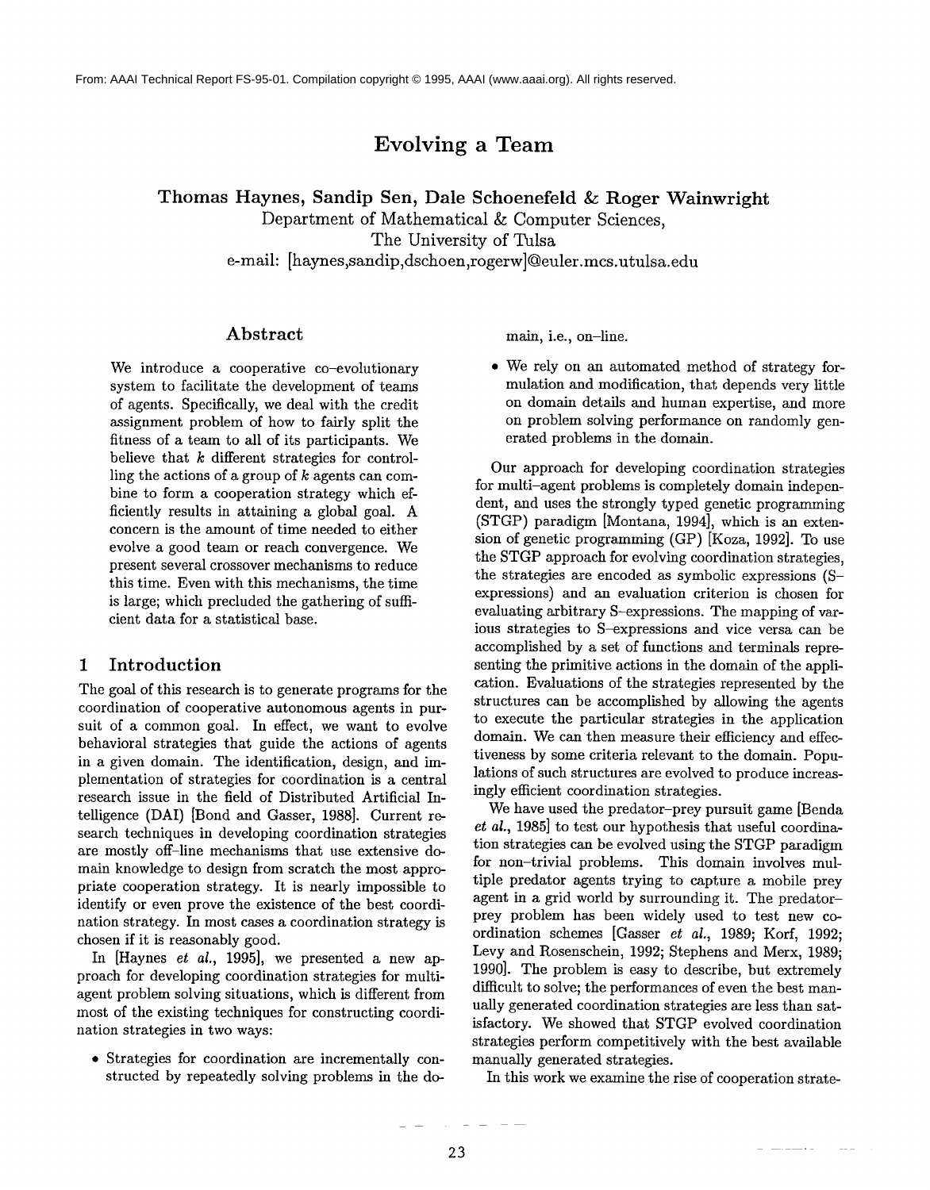From: AAAI Technical Report FS-95-01. Compilation copyright © 1995, AAAI (www.aaai.org). All rights reserved.

# Evolving a Team

**Thomas Haynes, Sandip Sen, Dale Schoenefeld & Roger Wainwright**
Department of Mathematical & Computer Sciences,
The University of Tulsa
e-mail: [haynes,sandip,dschoen,rogerw]@euler.mcs.utulsa.edu

## Abstract

We introduce a cooperative co-evolutionary system to facilitate the development of teams of agents. Specifically, we deal with the credit assignment problem of how to fairly split the fitness of a team to all of its participants. We believe that $k$ different strategies for controlling the actions of a group of $k$ agents can combine to form a cooperation strategy which efficiently results in attaining a global goal. A concern is the amount of time needed to either evolve a good team or reach convergence. We present several crossover mechanisms to reduce this time. Even with this mechanisms, the time is large; which precluded the gathering of sufficient data for a statistical base.

## 1 Introduction

The goal of this research is to generate programs for the coordination of cooperative autonomous agents in pursuit of a common goal. In effect, we want to evolve behavioral strategies that guide the actions of agents in a given domain. The identification, design, and implementation of strategies for coordination is a central research issue in the field of Distributed Artificial Intelligence (DAI) [Bond and Gasser, 1988]. Current research techniques in developing coordination strategies are mostly off-line mechanisms that use extensive domain knowledge to design from scratch the most appropriate cooperation strategy. It is nearly impossible to identify or even prove the existence of the best coordination strategy. In most cases a coordination strategy is chosen if it is reasonably good.

In [Haynes *et al.*, 1995], we presented a new approach for developing coordination strategies for multi-agent problem solving situations, which is different from most of the existing techniques for constructing coordination strategies in two ways:

- Strategies for coordination are incrementally constructed by repeatedly solving problems in the domain, i.e., on-line.
- We rely on an automated method of strategy formulation and modification, that depends very little on domain details and human expertise, and more on problem solving performance on randomly generated problems in the domain.

Our approach for developing coordination strategies for multi-agent problems is completely domain independent, and uses the strongly typed genetic programming (STGP) paradigm [Montana, 1994], which is an extension of genetic programming (GP) [Koza, 1992]. To use the STGP approach for evolving coordination strategies, the strategies are encoded as symbolic expressions (S-expressions) and an evaluation criterion is chosen for evaluating arbitrary S-expressions. The mapping of various strategies to S-expressions and vice versa can be accomplished by a set of functions and terminals representing the primitive actions in the domain of the application. Evaluations of the strategies represented by the structures can be accomplished by allowing the agents to execute the particular strategies in the application domain. We can then measure their efficiency and effectiveness by some criteria relevant to the domain. Populations of such structures are evolved to produce increasingly efficient coordination strategies.

We have used the predator-prey pursuit game [Benda *et al.*, 1985] to test our hypothesis that useful coordination strategies can be evolved using the STGP paradigm for non-trivial problems. This domain involves multiple predator agents trying to capture a mobile prey agent in a grid world by surrounding it. The predator-prey problem has been widely used to test new coordination schemes [Gasser *et al.*, 1989; Korf, 1992; Levy and Rosenschein, 1992; Stephens and Merx, 1989; 1990]. The problem is easy to describe, but extremely difficult to solve; the performances of even the best manually generated coordination strategies are less than satisfactory. We showed that STGP evolved coordination strategies perform competitively with the best available manually generated strategies.

In this work we examine the rise of cooperation strate-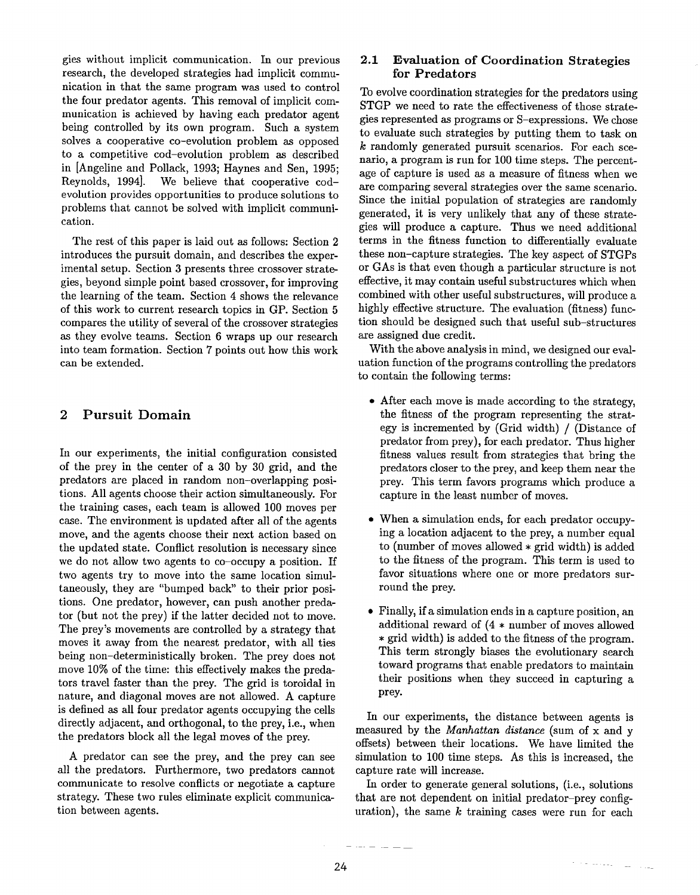gies without implicit communication. In our previous research, the developed strategies had implicit communication in that the same program was used to control the four predator agents. This removal of implicit communication is achieved by having each predator agent being controlled by its own program. Such a system solves a cooperative co-evolution problem as opposed to a competitive cod-evolution problem as described in [Angeline and Pollack, 1993; Haynes and Sen, 1995; Reynolds, 1994]. We believe that cooperative cod-evolution provides opportunities to produce solutions to problems that cannot be solved with implicit communication.

The rest of this paper is laid out as follows: Section 2 introduces the pursuit domain, and describes the experimental setup. Section 3 presents three crossover strategies, beyond simple point based crossover, for improving the learning of the team. Section 4 shows the relevance of this work to current research topics in GP. Section 5 compares the utility of several of the crossover strategies as they evolve teams. Section 6 wraps up our research into team formation. Section 7 points out how this work can be extended.

## 2 Pursuit Domain

In our experiments, the initial configuration consisted of the prey in the center of a 30 by 30 grid, and the predators are placed in random non-overlapping positions. All agents choose their action simultaneously. For the training cases, each team is allowed 100 moves per case. The environment is updated after all of the agents move, and the agents choose their next action based on the updated state. Conflict resolution is necessary since we do not allow two agents to co-occupy a position. If two agents try to move into the same location simultaneously, they are "bumped back" to their prior positions. One predator, however, can push another predator (but not the prey) if the latter decided not to move. The prey's movements are controlled by a strategy that moves it away from the nearest predator, with all ties being non-deterministically broken. The prey does not move 10% of the time: this effectively makes the predators travel faster than the prey. The grid is toroidal in nature, and diagonal moves are not allowed. A capture is defined as all four predator agents occupying the cells directly adjacent, and orthogonal, to the prey, i.e., when the predators block all the legal moves of the prey.

A predator can see the prey, and the prey can see all the predators. Furthermore, two predators cannot communicate to resolve conflicts or negotiate a capture strategy. These two rules eliminate explicit communication between agents.

### 2.1 Evaluation of Coordination Strategies for Predators

To evolve coordination strategies for the predators using STGP we need to rate the effectiveness of those strategies represented as programs or S-expressions. We chose to evaluate such strategies by putting them to task on $k$ randomly generated pursuit scenarios. For each scenario, a program is run for 100 time steps. The percentage of capture is used as a measure of fitness when we are comparing several strategies over the same scenario. Since the initial population of strategies are randomly generated, it is very unlikely that any of these strategies will produce a capture. Thus we need additional terms in the fitness function to differentially evaluate these non-capture strategies. The key aspect of STGPs or GAs is that even though a particular structure is not effective, it may contain useful substructures which when combined with other useful substructures, will produce a highly effective structure. The evaluation (fitness) function should be designed such that useful sub-structures are assigned due credit.

With the above analysis in mind, we designed our evaluation function of the programs controlling the predators to contain the following terms:

- After each move is made according to the strategy, the fitness of the program representing the strategy is incremented by (Grid width) / (Distance of predator from prey), for each predator. Thus higher fitness values result from strategies that bring the predators closer to the prey, and keep them near the prey. This term favors programs which produce a capture in the least number of moves.
- When a simulation ends, for each predator occupying a location adjacent to the prey, a number equal to (number of moves allowed * grid width) is added to the fitness of the program. This term is used to favor situations where one or more predators surround the prey.
- Finally, if a simulation ends in a capture position, an additional reward of (4 * number of moves allowed * grid width) is added to the fitness of the program. This term strongly biases the evolutionary search toward programs that enable predators to maintain their positions when they succeed in capturing a prey.

In our experiments, the distance between agents is measured by the *Manhattan distance* (sum of x and y offsets) between their locations. We have limited the simulation to 100 time steps. As this is increased, the capture rate will increase.

In order to generate general solutions, (i.e., solutions that are not dependent on initial predator–prey configuration), the same $k$ training cases were run for each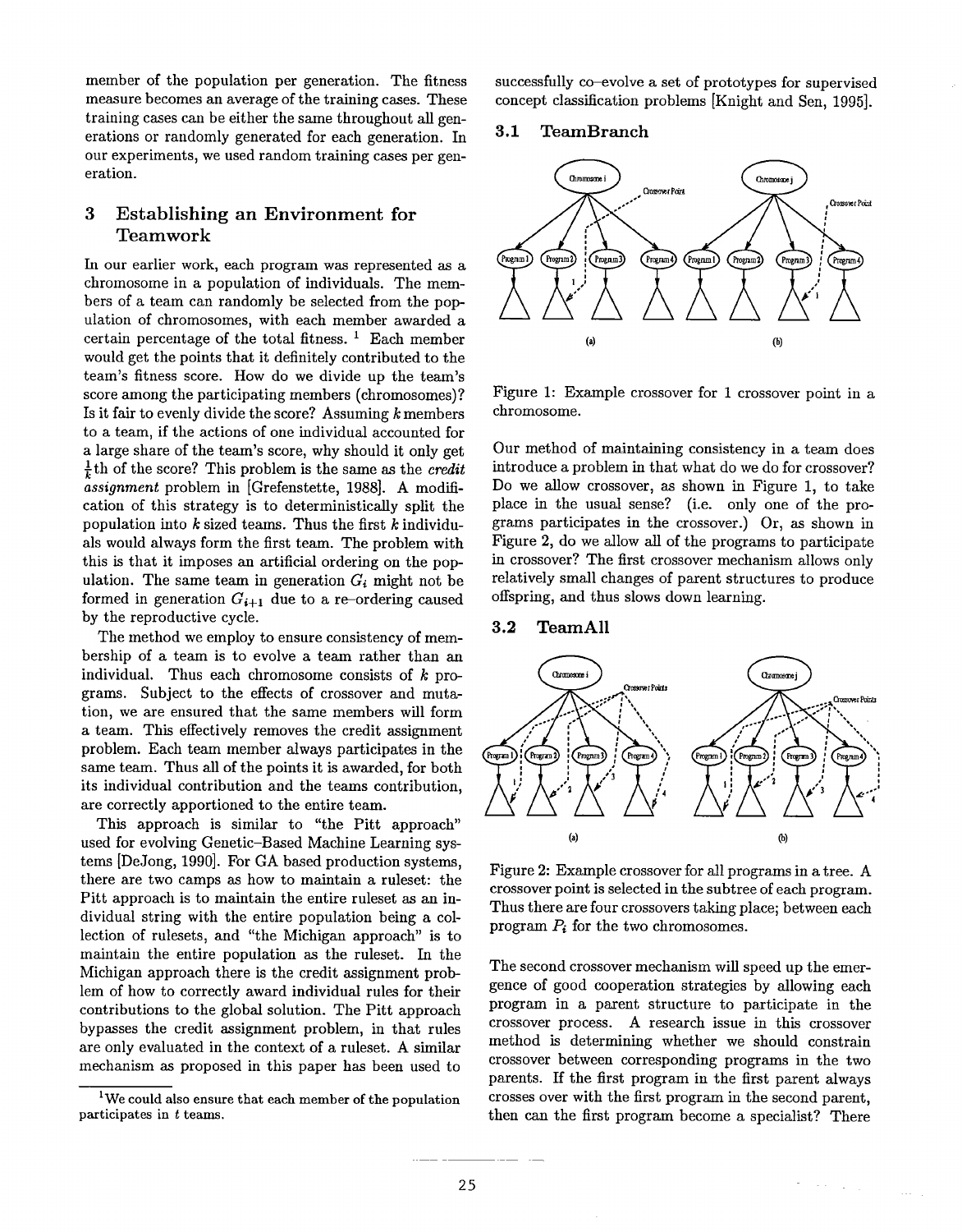member of the population per generation. The fitness measure becomes an average of the training cases. These training cases can be either the same throughout all generations or randomly generated for each generation. In our experiments, we used random training cases per generation.

## 3 Establishing an Environment for Teamwork

In our earlier work, each program was represented as a chromosome in a population of individuals. The members of a team can randomly be selected from the population of chromosomes, with each member awarded a certain percentage of the total fitness. [1] Each member would get the points that it definitely contributed to the team's fitness score. How do we divide up the team's score among the participating members (chromosomes)? Is it fair to evenly divide the score? Assuming $k$ members to a team, if the actions of one individual accounted for a large share of the team's score, why should it only get $\frac{1}{k}$th of the score? This problem is the same as the *credit assignment* problem in [Grefenstette, 1988]. A modification of this strategy is to deterministically split the population into $k$ sized teams. Thus the first $k$ individuals would always form the first team. The problem with this is that it imposes an artificial ordering on the population. The same team in generation $G_i$ might not be formed in generation $G_{i+1}$ due to a re-ordering caused by the reproductive cycle.

The method we employ to ensure consistency of membership of a team is to evolve a team rather than an individual. Thus each chromosome consists of $k$ programs. Subject to the effects of crossover and mutation, we are ensured that the same members will form a team. This effectively removes the credit assignment problem. Each team member always participates in the same team. Thus all of the points it is awarded, for both its individual contribution and the teams contribution, are correctly apportioned to the entire team.

This approach is similar to "the Pitt approach" used for evolving Genetic-Based Machine Learning systems [DeJong, 1990]. For GA based production systems, there are two camps as how to maintain a ruleset: the Pitt approach is to maintain the entire ruleset as an individual string with the entire population being a collection of rulesets, and "the Michigan approach" is to maintain the entire population as the ruleset. In the Michigan approach there is the credit assignment problem of how to correctly award individual rules for their contributions to the global solution. The Pitt approach bypasses the credit assignment problem, in that rules are only evaluated in the context of a ruleset. A similar mechanism as proposed in this paper has been used to successfully co-evolve a set of prototypes for supervised concept classification problems [Knight and Sen, 1995].

[1] We could also ensure that each member of the population participates in $t$ teams.

### 3.1 TeamBranch

Figure 1: Example crossover for 1 crossover point in a chromosome.

Our method of maintaining consistency in a team does introduce a problem in that what do we do for crossover? Do we allow crossover, as shown in Figure 1, to take place in the usual sense? (i.e. only one of the programs participates in the crossover.) Or, as shown in Figure 2, do we allow all of the programs to participate in crossover? The first crossover mechanism allows only relatively small changes of parent structures to produce offspring, and thus slows down learning.

### 3.2 TeamAll

Figure 2: Example crossover for all programs in a tree. A crossover point is selected in the subtree of each program. Thus there are four crossovers taking place; between each program $P_i$ for the two chromosomes.

The second crossover mechanism will speed up the emergence of good cooperation strategies by allowing each program in a parent structure to participate in the crossover process. A research issue in this crossover method is determining whether we should constrain crossover between corresponding programs in the two parents. If the first program in the first parent always crosses over with the first program in the second parent, then can the first program become a specialist? There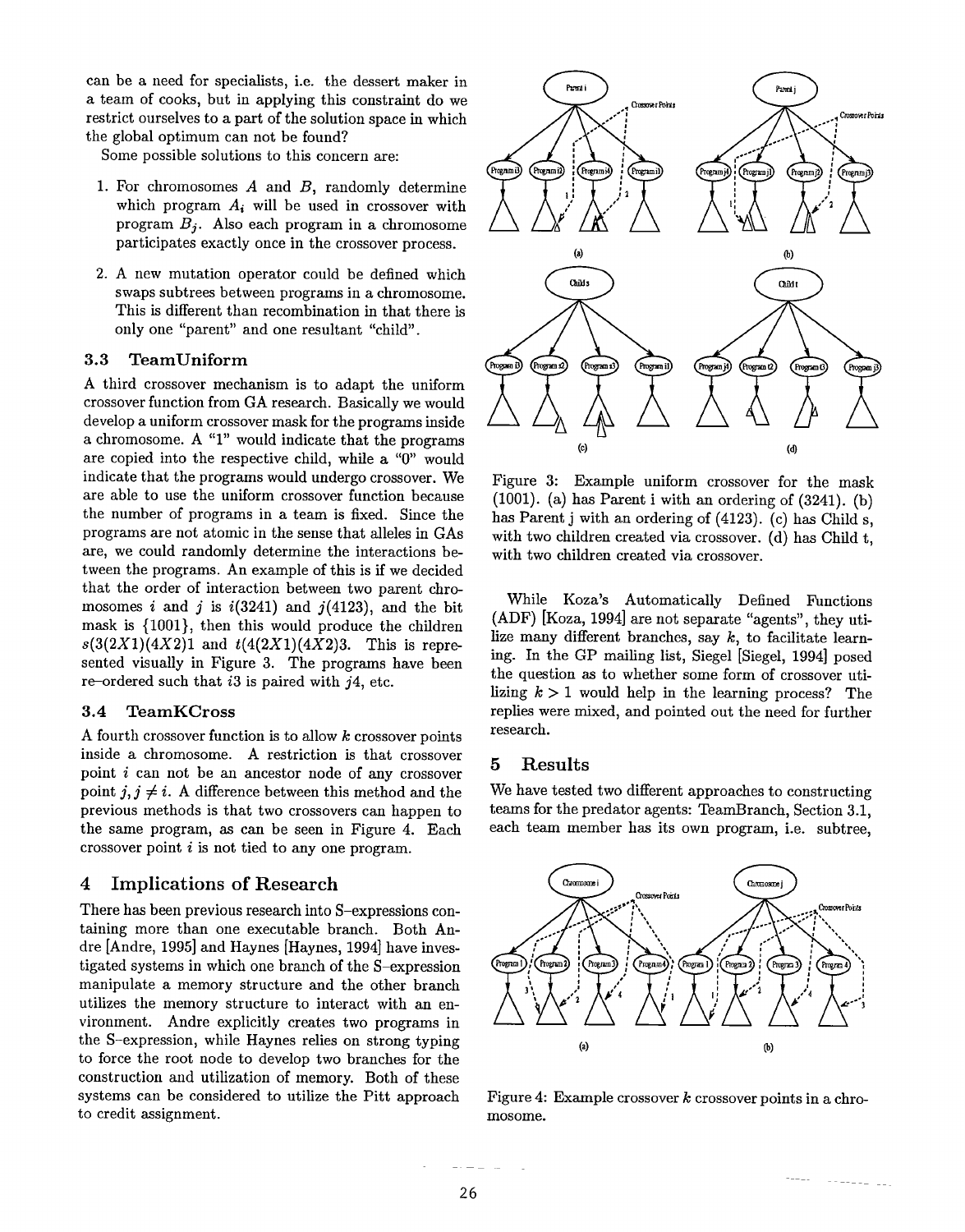can be a need for specialists, i.e. the dessert maker in a team of cooks, but in applying this constraint do we restrict ourselves to a part of the solution space in which the global optimum can not be found?

Some possible solutions to this concern are:

1. For chromosomes $A$ and $B$, randomly determine which program $A_i$ will be used in crossover with program $B_j$. Also each program in a chromosome participates exactly once in the crossover process.
2. A new mutation operator could be defined which swaps subtrees between programs in a chromosome. This is different than recombination in that there is only one "parent" and one resultant "child".

### 3.3 TeamUniform

A third crossover mechanism is to adapt the uniform crossover function from GA research. Basically we would develop a uniform crossover mask for the programs inside a chromosome. A "1" would indicate that the programs are copied into the respective child, while a "0" would indicate that the programs would undergo crossover. We are able to use the uniform crossover function because the number of programs in a team is fixed. Since the programs are not atomic in the sense that alleles in GAs are, we could randomly determine the interactions between the programs. An example of this is if we decided that the order of interaction between two parent chromosomes $i$ and $j$ is $i(3241)$ and $j(4123)$, and the bit mask is $\{1001\}$, then this would produce the children $s(3(2X1)(4X2)1$ and $t(4(2X1)(4X2)3$. This is represented visually in Figure 3. The programs have been re-ordered such that $i3$ is paired with $j4$, etc.

### 3.4 TeamKCross

A fourth crossover function is to allow $k$ crossover points inside a chromosome. A restriction is that crossover point $i$ can not be an ancestor node of any crossover point $j, j \neq i$. A difference between this method and the previous methods is that two crossovers can happen to the same program, as can be seen in Figure 4. Each crossover point $i$ is not tied to any one program.

## 4 Implications of Research

There has been previous research into S-expressions containing more than one executable branch. Both Andre [Andre, 1995] and Haynes [Haynes, 1994] have investigated systems in which one branch of the S-expression manipulate a memory structure and the other branch utilizes the memory structure to interact with an environment. Andre explicitly creates two programs in the S-expression, while Haynes relies on strong typing to force the root node to develop two branches for the construction and utilization of memory. Both of these systems can be considered to utilize the Pitt approach to credit assignment.

Figure 3: Example uniform crossover for the mask (1001). (a) has Parent i with an ordering of (3241). (b) has Parent j with an ordering of (4123). (c) has Child s, with two children created via crossover. (d) has Child t, with two children created via crossover.

While Koza's Automatically Defined Functions (ADF) [Koza, 1994] are not separate "agents", they utilize many different branches, say $k$, to facilitate learning. In the GP mailing list, Siegel [Siegel, 1994] posed the question as to whether some form of crossover utilizing $k > 1$ would help in the learning process? The replies were mixed, and pointed out the need for further research.

## 5 Results

We have tested two different approaches to constructing teams for the predator agents: TeamBranch, Section 3.1, each team member has its own program, i.e. subtree,

Figure 4: Example crossover $k$ crossover points in a chromosome.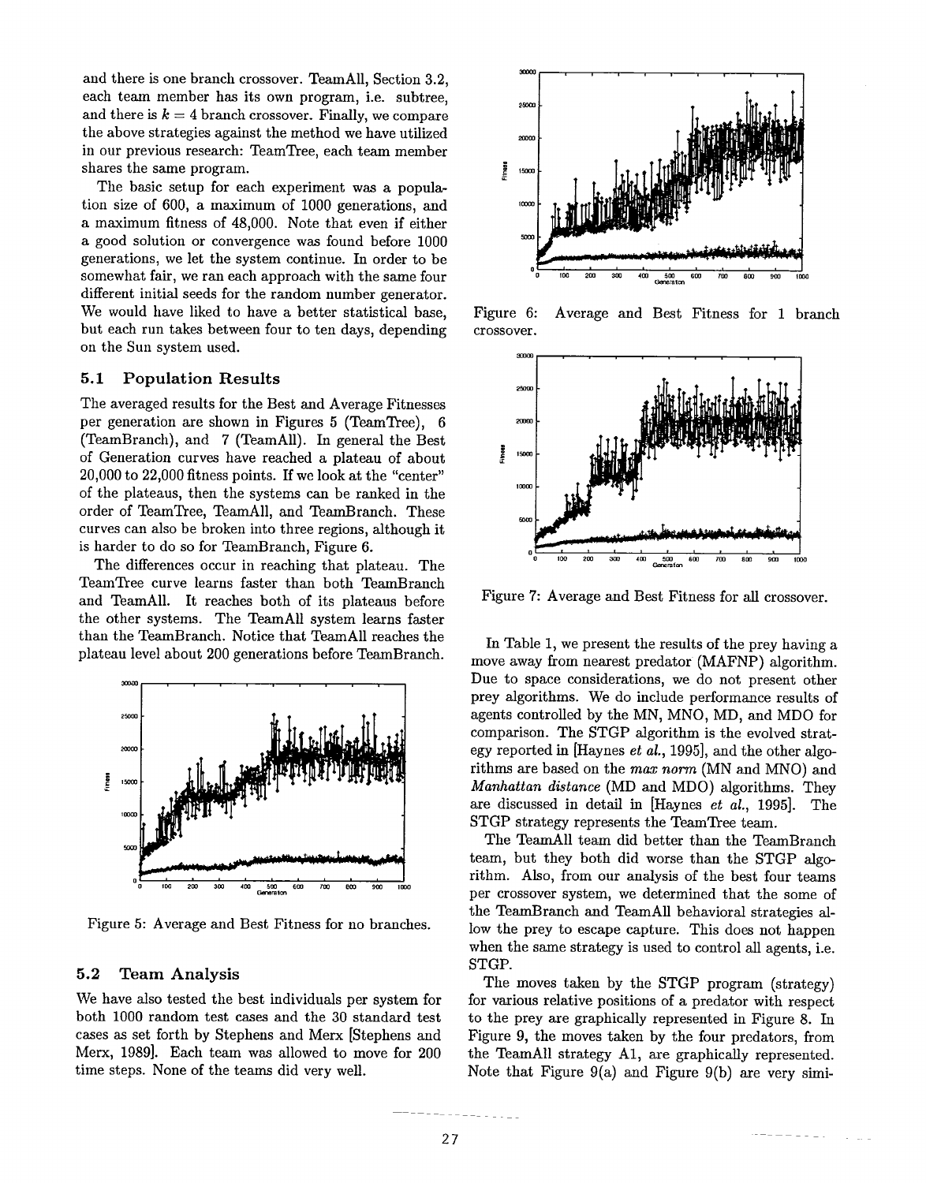and there is one branch crossover. TeamAll, Section 3.2, each team member has its own program, i.e. subtree, and there is $k = 4$ branch crossover. Finally, we compare the above strategies against the method we have utilized in our previous research: TeamTree, each team member shares the same program.

The basic setup for each experiment was a population size of 600, a maximum of 1000 generations, and a maximum fitness of 48,000. Note that even if either a good solution or convergence was found before 1000 generations, we let the system continue. In order to be somewhat fair, we ran each approach with the same four different initial seeds for the random number generator. We would have liked to have a better statistical base, but each run takes between four to ten days, depending on the Sun system used.

## 5.1 Population Results

The averaged results for the Best and Average Fitnesses per generation are shown in Figures 5 (TeamTree), 6 (TeamBranch), and 7 (TeamAll). In general the Best of Generation curves have reached a plateau of about 20,000 to 22,000 fitness points. If we look at the "center" of the plateaus, then the systems can be ranked in the order of TeamTree, TeamAll, and TeamBranch. These curves can also be broken into three regions, although it is harder to do so for TeamBranch, Figure 6.

The differences occur in reaching that plateau. The TeamTree curve learns faster than both TeamBranch and TeamAll. It reaches both of its plateaus before the other systems. The TeamAll system learns faster than the TeamBranch. Notice that TeamAll reaches the plateau level about 200 generations before TeamBranch.

Figure 5: Average and Best Fitness for no branches.

## 5.2 Team Analysis

We have also tested the best individuals per system for both 1000 random test cases and the 30 standard test cases as set forth by Stephens and Merx [Stephens and Merx, 1989]. Each team was allowed to move for 200 time steps. None of the teams did very well.

Figure 6: Average and Best Fitness for 1 branch crossover.

Figure 7: Average and Best Fitness for all crossover.

In Table 1, we present the results of the prey having a move away from nearest predator (MAFNP) algorithm. Due to space considerations, we do not present other prey algorithms. We do include performance results of agents controlled by the MN, MNO, MD, and MDO for comparison. The STGP algorithm is the evolved strategy reported in [Haynes *et al.*, 1995], and the other algorithms are based on the *max norm* (MN and MNO) and *Manhattan distance* (MD and MDO) algorithms. They are discussed in detail in [Haynes *et al.*, 1995]. The STGP strategy represents the TeamTree team.

The TeamAll team did better than the TeamBranch team, but they both did worse than the STGP algorithm. Also, from our analysis of the best four teams per crossover system, we determined that the some of the TeamBranch and TeamAll behavioral strategies allow the prey to escape capture. This does not happen when the same strategy is used to control all agents, i.e. STGP.

The moves taken by the STGP program (strategy) for various relative positions of a predator with respect to the prey are graphically represented in Figure 8. In Figure 9, the moves taken by the four predators, from the TeamAll strategy A1, are graphically represented. Note that Figure 9(a) and Figure 9(b) are very simi-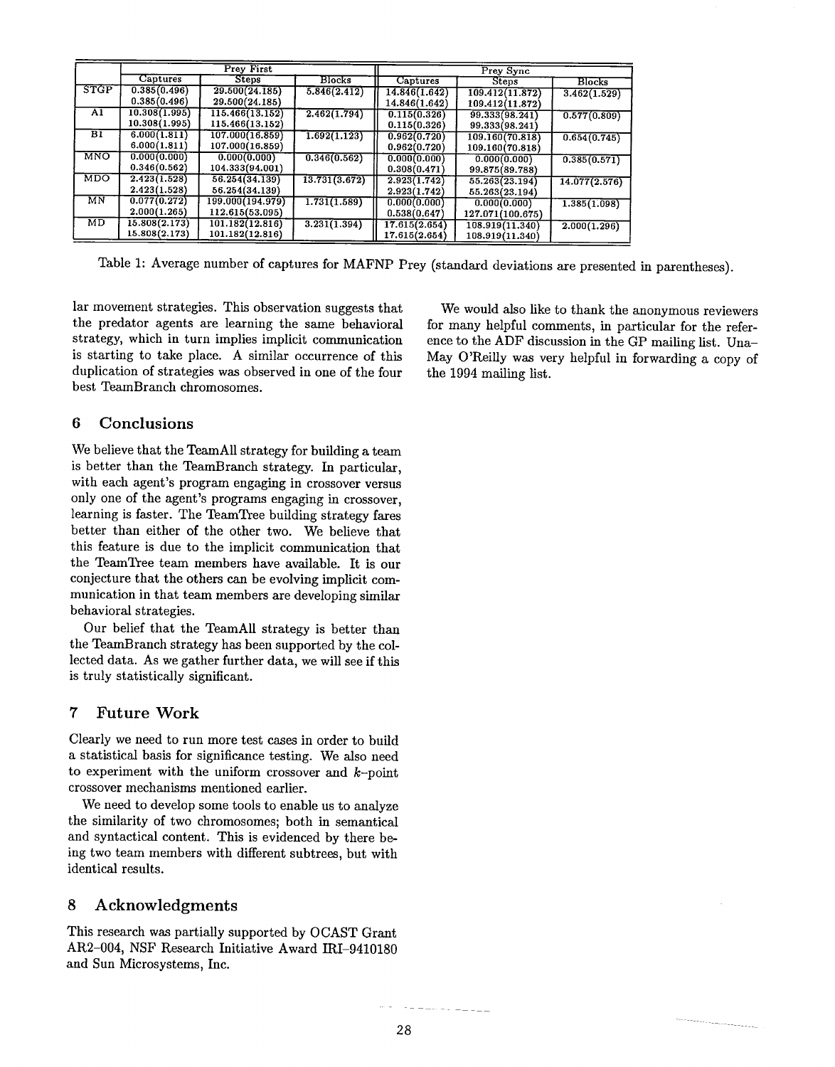| | Prey First | | | Prey Sync | | |
|---|---|---|---|---|---|---|
| | Captures | Steps | Blocks | Captures | Steps | Blocks |
| STGP | 0.385(0.496) | 29.500(24.185) | 5.846(2.412) | 14.846(1.642) | 109.412(11.872) | 3.462(1.529) |
| | 0.385(0.496) | 29.500(24.185) | | 14.846(1.642) | 109.412(11.872) | |
| A1 | 10.308(1.995) | 115.466(13.152) | 2.462(1.794) | 0.115(0.326) | 99.333(98.241) | 0.577(0.809) |
| | 10.308(1.995) | 115.466(13.152) | | 0.115(0.326) | 99.333(98.241) | |
| B1 | 6.000(1.811) | 107.000(16.859) | 1.692(1.123) | 0.962(0.720) | 109.160(70.818) | 0.654(0.745) |
| | 6.000(1.811) | 107.000(16.859) | | 0.962(0.720) | 109.160(70.818) | |
| MNO | 0.000(0.000) | 0.000(0.000) | 0.346(0.562) | 0.000(0.000) | 0.000(0.000) | 0.385(0.571) |
| | 0.346(0.562) | 104.333(94.001) | | 0.308(0.471) | 99.875(89.788) | |
| MDO | 2.423(1.528) | 56.254(34.139) | 13.731(3.672) | 2.923(1.742) | 55.263(23.194) | 14.077(2.576) |
| | 2.423(1.528) | 56.254(34.139) | | 2.923(1.742) | 55.263(23.194) | |
| MN | 0.077(0.272) | 199.000(194.979) | 1.731(1.589) | 0.000(0.000) | 0.000(0.000) | 1.385(1.098) |
| | 2.000(1.265) | 112.615(53.095) | | 0.538(0.647) | 127.071(100.675) | |
| MD | 15.808(2.173) | 101.182(12.816) | 3.231(1.394) | 17.615(2.654) | 108.919(11.340) | 2.000(1.296) |
| | 15.808(2.173) | 101.182(12.816) | | 17.615(2.654) | 108.919(11.340) | |

Table 1: Average number of captures for MAFNP Prey (standard deviations are presented in parentheses).

lar movement strategies. This observation suggests that the predator agents are learning the same behavioral strategy, which in turn implies implicit communication is starting to take place. A similar occurrence of this duplication of strategies was observed in one of the four best TeamBranch chromosomes.

## 6 Conclusions

We believe that the TeamAll strategy for building a team is better than the TeamBranch strategy. In particular, with each agent's program engaging in crossover versus only one of the agent's programs engaging in crossover, learning is faster. The TeamTree building strategy fares better than either of the other two. We believe that this feature is due to the implicit communication that the TeamTree team members have available. It is our conjecture that the others can be evolving implicit communication in that team members are developing similar behavioral strategies.

Our belief that the TeamAll strategy is better than the TeamBranch strategy has been supported by the collected data. As we gather further data, we will see if this is truly statistically significant.

## 7 Future Work

Clearly we need to run more test cases in order to build a statistical basis for significance testing. We also need to experiment with the uniform crossover and $k$-point crossover mechanisms mentioned earlier.

We need to develop some tools to enable us to analyze the similarity of two chromosomes; both in semantical and syntactical content. This is evidenced by there being two team members with different subtrees, but with identical results.

## 8 Acknowledgments

This research was partially supported by OCAST Grant AR2-004, NSF Research Initiative Award IRI-9410180 and Sun Microsystems, Inc.

We would also like to thank the anonymous reviewers for many helpful comments, in particular for the reference to the ADF discussion in the GP mailing list. Una-May O'Reilly was very helpful in forwarding a copy of the 1994 mailing list.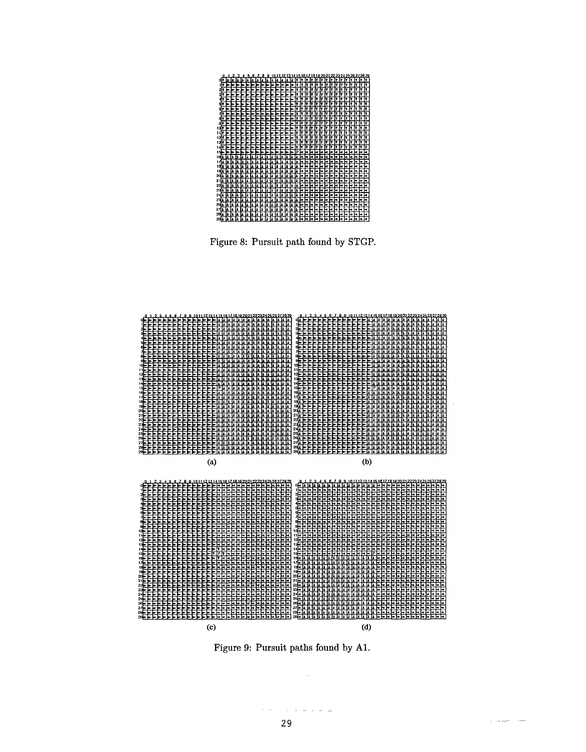Figure 8: Pursuit path found by STGP.

(a) (b)

(c) (d)

Figure 9: Pursuit paths found by A1.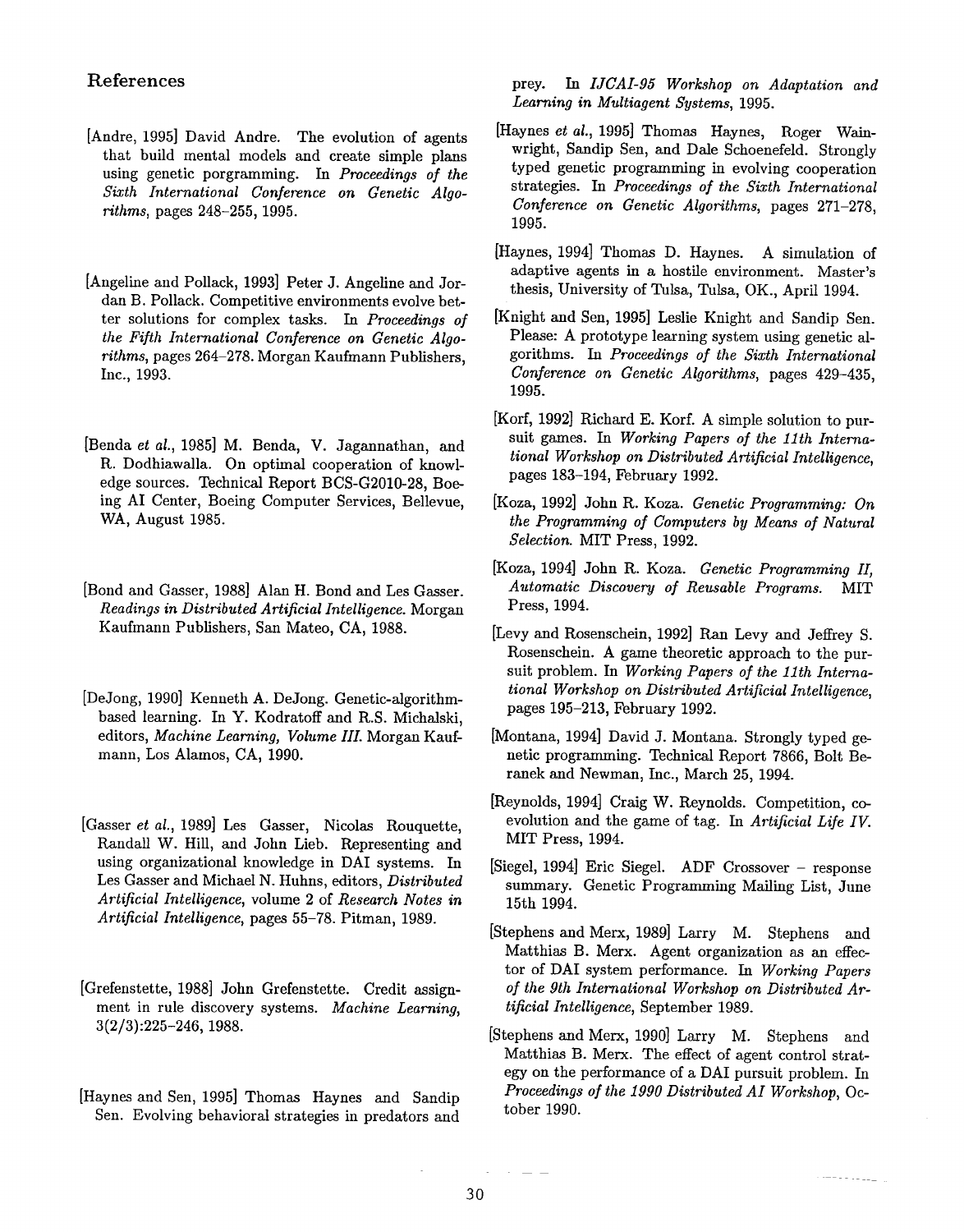## References

[Andre, 1995] David Andre. The evolution of agents that build mental models and create simple plans using genetic porgramming. In *Proceedings of the Sixth International Conference on Genetic Algorithms*, pages 248–255, 1995.

[Angeline and Pollack, 1993] Peter J. Angeline and Jordan B. Pollack. Competitive environments evolve better solutions for complex tasks. In *Proceedings of the Fifth International Conference on Genetic Algorithms*, pages 264–278. Morgan Kaufmann Publishers, Inc., 1993.

[Benda *et al.*, 1985] M. Benda, V. Jagannathan, and R. Dodhiawalla. On optimal cooperation of knowledge sources. Technical Report BCS-G2010-28, Boeing AI Center, Boeing Computer Services, Bellevue, WA, August 1985.

[Bond and Gasser, 1988] Alan H. Bond and Les Gasser. *Readings in Distributed Artificial Intelligence.* Morgan Kaufmann Publishers, San Mateo, CA, 1988.

[DeJong, 1990] Kenneth A. DeJong. Genetic-algorithm-based learning. In Y. Kodratoff and R.S. Michalski, editors, *Machine Learning, Volume III.* Morgan Kaufmann, Los Alamos, CA, 1990.

[Gasser *et al.*, 1989] Les Gasser, Nicolas Rouquette, Randall W. Hill, and John Lieb. Representing and using organizational knowledge in DAI systems. In Les Gasser and Michael N. Huhns, editors, *Distributed Artificial Intelligence*, volume 2 of *Research Notes in Artificial Intelligence*, pages 55–78. Pitman, 1989.

[Grefenstette, 1988] John Grefenstette. Credit assignment in rule discovery systems. *Machine Learning*, 3(2/3):225–246, 1988.

[Haynes and Sen, 1995] Thomas Haynes and Sandip Sen. Evolving behavioral strategies in predators and prey. In *IJCAI-95 Workshop on Adaptation and Learning in Multiagent Systems*, 1995.

[Haynes *et al.*, 1995] Thomas Haynes, Roger Wainwright, Sandip Sen, and Dale Schoenefeld. Strongly typed genetic programming in evolving cooperation strategies. In *Proceedings of the Sixth International Conference on Genetic Algorithms*, pages 271–278, 1995.

[Haynes, 1994] Thomas D. Haynes. A simulation of adaptive agents in a hostile environment. Master's thesis, University of Tulsa, Tulsa, OK., April 1994.

[Knight and Sen, 1995] Leslie Knight and Sandip Sen. Please: A prototype learning system using genetic algorithms. In *Proceedings of the Sixth International Conference on Genetic Algorithms*, pages 429–435, 1995.

[Korf, 1992] Richard E. Korf. A simple solution to pursuit games. In *Working Papers of the 11th International Workshop on Distributed Artificial Intelligence*, pages 183–194, February 1992.

[Koza, 1992] John R. Koza. *Genetic Programming: On the Programming of Computers by Means of Natural Selection.* MIT Press, 1992.

[Koza, 1994] John R. Koza. *Genetic Programming II, Automatic Discovery of Reusable Programs.* MIT Press, 1994.

[Levy and Rosenschein, 1992] Ran Levy and Jeffrey S. Rosenschein. A game theoretic approach to the pursuit problem. In *Working Papers of the 11th International Workshop on Distributed Artificial Intelligence*, pages 195–213, February 1992.

[Montana, 1994] David J. Montana. Strongly typed genetic programming. Technical Report 7866, Bolt Beranek and Newman, Inc., March 25, 1994.

[Reynolds, 1994] Craig W. Reynolds. Competition, coevolution and the game of tag. In *Artificial Life IV.* MIT Press, 1994.

[Siegel, 1994] Eric Siegel. ADF Crossover – response summary. Genetic Programming Mailing List, June 15th 1994.

[Stephens and Merx, 1989] Larry M. Stephens and Matthias B. Merx. Agent organization as an effector of DAI system performance. In *Working Papers of the 9th International Workshop on Distributed Artificial Intelligence*, September 1989.

[Stephens and Merx, 1990] Larry M. Stephens and Matthias B. Merx. The effect of agent control strategy on the performance of a DAI pursuit problem. In *Proceedings of the 1990 Distributed AI Workshop*, October 1990.